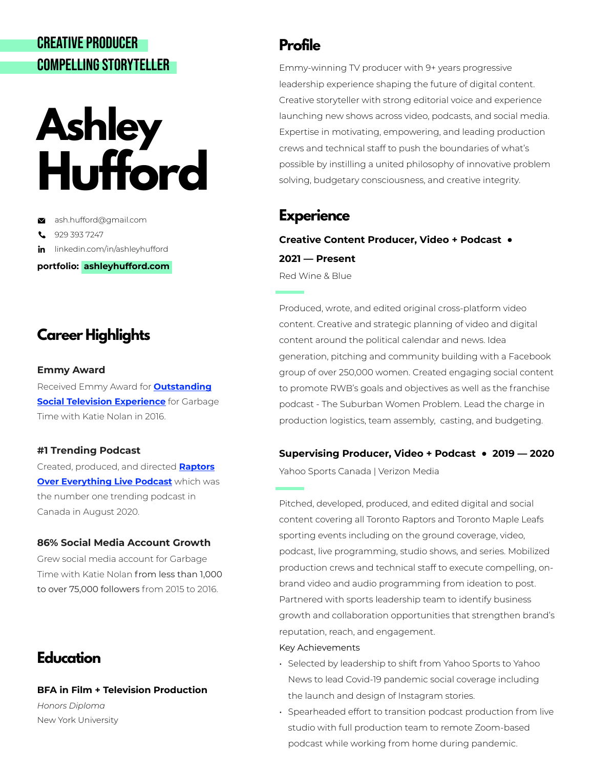CREATIVE PRODUCER
COMPELLING STORYTELLER

# Ashley Hufford

ash.hufford@gmail.com
929 393 7247
linkedin.com/in/ashleyhufford
**portfolio: ashleyhufford.com**

## Career Highlights

### Emmy Award

Received Emmy Award for **Outstanding Social Television Experience** for Garbage Time with Katie Nolan in 2016.

### #1 Trending Podcast

Created, produced, and directed **Raptors Over Everything Live Podcast** which was the number one trending podcast in Canada in August 2020.

### 86% Social Media Account Growth

Grew social media account for Garbage Time with Katie Nolan from less than 1,000 to over 75,000 followers from 2015 to 2016.

## Education

### BFA in Film + Television Production

*Honors Diploma*
New York University

## Profile

Emmy-winning TV producer with 9+ years progressive leadership experience shaping the future of digital content. Creative storyteller with strong editorial voice and experience launching new shows across video, podcasts, and social media. Expertise in motivating, empowering, and leading production crews and technical staff to push the boundaries of what's possible by instilling a united philosophy of innovative problem solving, budgetary consciousness, and creative integrity.

## Experience

### Creative Content Producer, Video + Podcast • 2021 — Present

Red Wine & Blue

Produced, wrote, and edited original cross-platform video content. Creative and strategic planning of video and digital content around the political calendar and news. Idea generation, pitching and community building with a Facebook group of over 250,000 women. Created engaging social content to promote RWB's goals and objectives as well as the franchise podcast - The Suburban Women Problem. Lead the charge in production logistics, team assembly, casting, and budgeting.

### Supervising Producer, Video + Podcast • 2019 — 2020

Yahoo Sports Canada | Verizon Media

Pitched, developed, produced, and edited digital and social content covering all Toronto Raptors and Toronto Maple Leafs sporting events including on the ground coverage, video, podcast, live programming, studio shows, and series. Mobilized production crews and technical staff to execute compelling, on-brand video and audio programming from ideation to post. Partnered with sports leadership team to identify business growth and collaboration opportunities that strengthen brand's reputation, reach, and engagement.

Key Achievements

- Selected by leadership to shift from Yahoo Sports to Yahoo News to lead Covid-19 pandemic social coverage including the launch and design of Instagram stories.
- Spearheaded effort to transition podcast production from live studio with full production team to remote Zoom-based podcast while working from home during pandemic.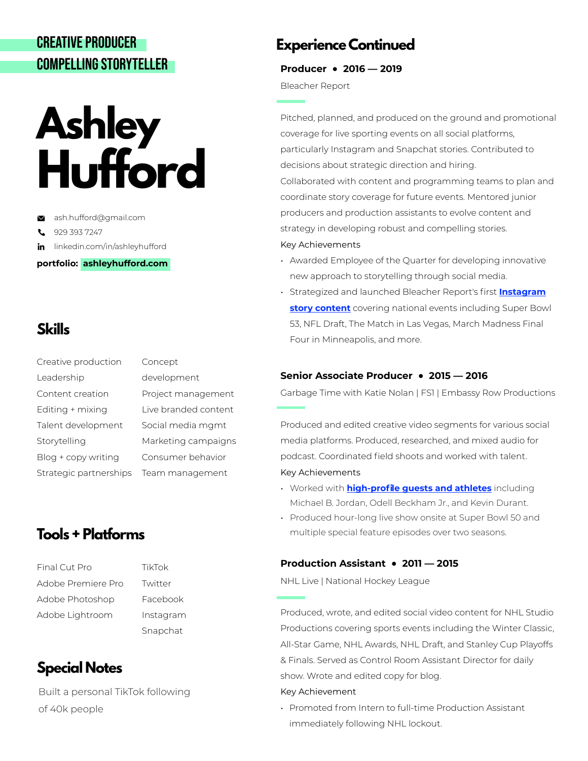**CREATIVE PRODUCER**
**COMPELLING STORYTELLER**

# Ashley Hufford

ash.hufford@gmail.com
929 393 7247
linkedin.com/in/ashleyhufford
**portfolio:** **ashleyhufford.com**

## Skills

| | |
|---|---|
| Creative production | Concept development |
| Leadership | Project management |
| Content creation | Live branded content |
| Editing + mixing | Social media mgmt |
| Talent development | Marketing campaigns |
| Storytelling | Consumer behavior |
| Blog + copy writing | Team management |
| Strategic partnerships | |

## Tools + Platforms

| | |
|---|---|
| Final Cut Pro | TikTok |
| Adobe Premiere Pro | Twitter |
| Adobe Photoshop | Facebook |
| Adobe Lightroom | Instagram |
| | Snapchat |

## Special Notes

Built a personal TikTok following of 40k people

## Experience Continued

### Producer • 2016 — 2019

Bleacher Report

Pitched, planned, and produced on the ground and promotional coverage for live sporting events on all social platforms, particularly Instagram and Snapchat stories. Contributed to decisions about strategic direction and hiring.
Collaborated with content and programming teams to plan and coordinate story coverage for future events. Mentored junior producers and production assistants to evolve content and strategy in developing robust and compelling stories.

Key Achievements

- Awarded Employee of the Quarter for developing innovative new approach to storytelling through social media.
- Strategized and launched Bleacher Report's first **Instagram story content** covering national events including Super Bowl 53, NFL Draft, The Match in Las Vegas, March Madness Final Four in Minneapolis, and more.

### Senior Associate Producer • 2015 — 2016

Garbage Time with Katie Nolan | FS1 | Embassy Row Productions

Produced and edited creative video segments for various social media platforms. Produced, researched, and mixed audio for podcast. Coordinated field shoots and worked with talent.

Key Achievements

- Worked with **high-profile guests and athletes** including Michael B. Jordan, Odell Beckham Jr., and Kevin Durant.
- Produced hour-long live show onsite at Super Bowl 50 and multiple special feature episodes over two seasons.

### Production Assistant • 2011 — 2015

NHL Live | National Hockey League

Produced, wrote, and edited social video content for NHL Studio Productions covering sports events including the Winter Classic, All-Star Game, NHL Awards, NHL Draft, and Stanley Cup Playoffs & Finals. Served as Control Room Assistant Director for daily show. Wrote and edited copy for blog.

Key Achievement

- Promoted from Intern to full-time Production Assistant immediately following NHL lockout.